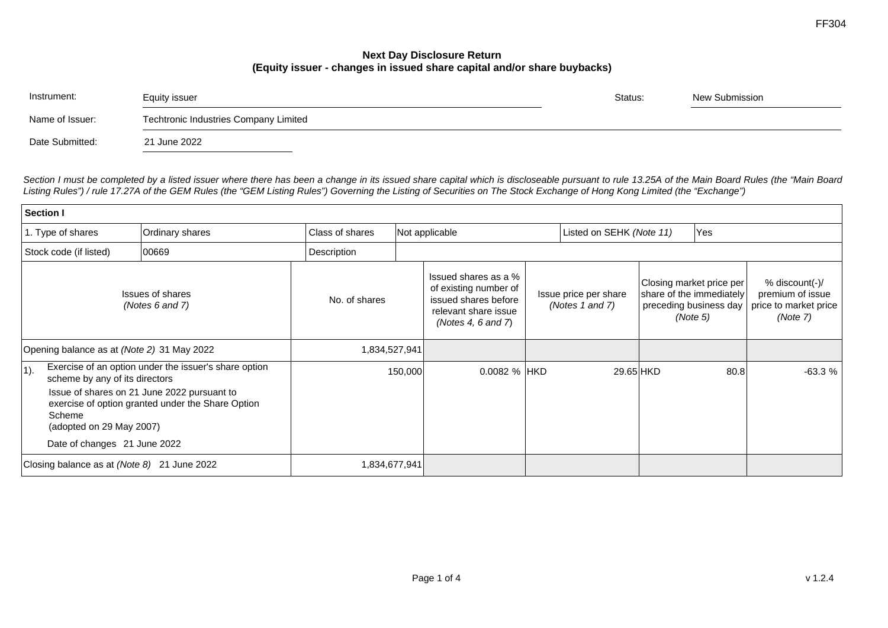FF304

## Next Day Disclosure Return
### (Equity issuer - changes in issued share capital and/or share buybacks)

| | | | |
|---|---|---|---|
| Instrument: | Equity issuer | Status: | New Submission |
| Name of Issuer: | Techtronic Industries Company Limited | | |
| Date Submitted: | 21 June 2022 | | |

*Section I must be completed by a listed issuer where there has been a change in its issued share capital which is discloseable pursuant to rule 13.25A of the Main Board Rules (the "Main Board Listing Rules") / rule 17.27A of the GEM Rules (the "GEM Listing Rules") Governing the Listing of Securities on The Stock Exchange of Hong Kong Limited (the "Exchange")*

**Section I**

| 1. Type of shares | Ordinary shares | Class of shares | Not applicable | Listed on SEHK *(Note 11)* | Yes |
|---|---|---|---|---|---|
| Stock code (if listed) | 00669 | Description | | | |

| Issues of shares *(Notes 6 and 7)* | No. of shares | Issued shares as a % of existing number of issued shares before relevant share issue *(Notes 4, 6 and 7)* | Issue price per share *(Notes 1 and 7)* | Closing market price per share of the immediately preceding business day *(Note 5)* | % discount(-)/ premium of issue price to market price *(Note 7)* |
|---|---|---|---|---|---|
| Opening balance as at *(Note 2)* 31 May 2022 | 1,834,527,941 | | | | |
| 1). Exercise of an option under the issuer's share option scheme by any of its directors<br>Issue of shares on 21 June 2022 pursuant to exercise of option granted under the Share Option Scheme (adopted on 29 May 2007)<br>Date of changes 21 June 2022 | 150,000 | 0.0082 % | HKD 29.65 | HKD 80.8 | -63.3 % |
| Closing balance as at *(Note 8)* 21 June 2022 | 1,834,677,941 | | | | |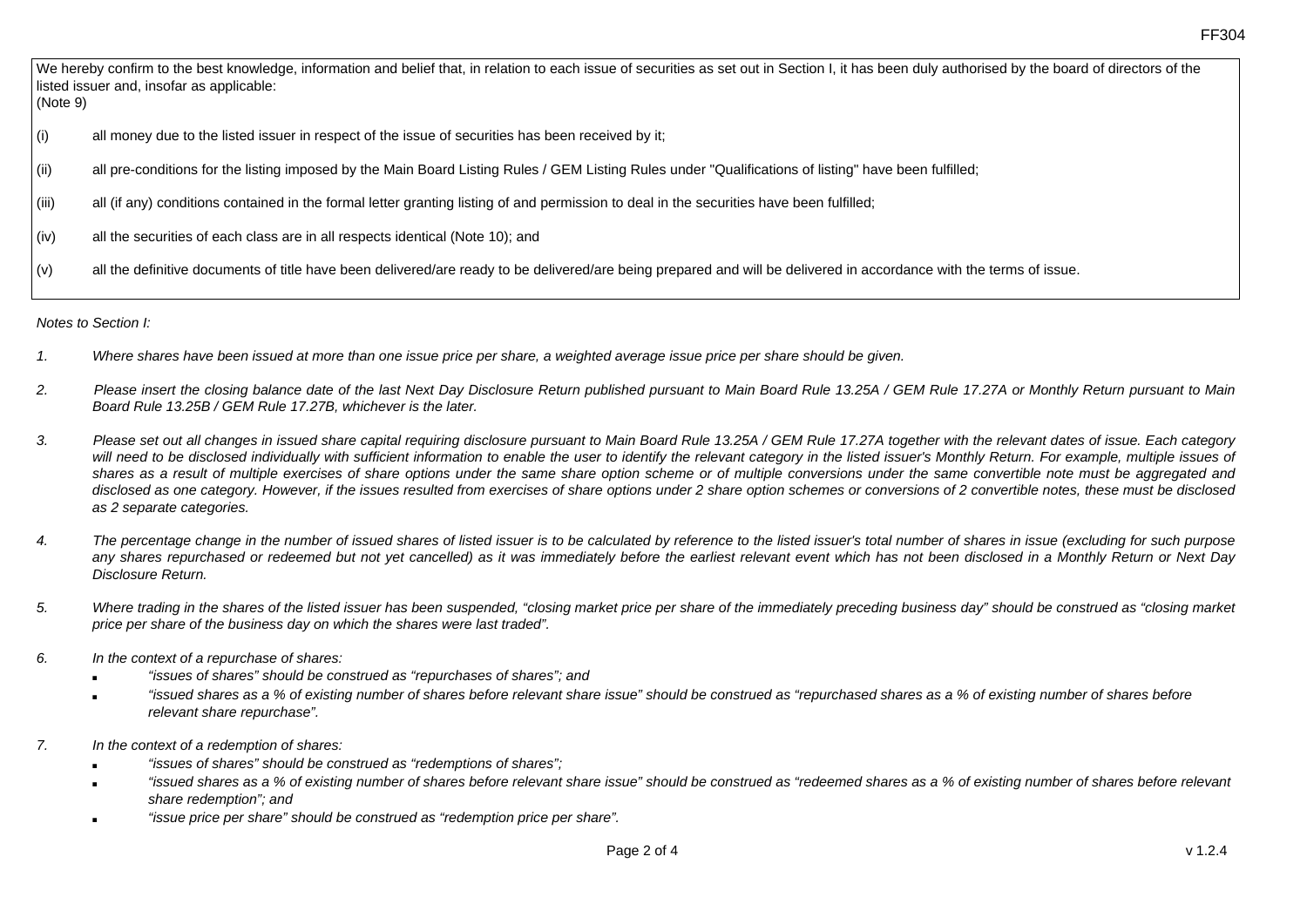We hereby confirm to the best knowledge, information and belief that, in relation to each issue of securities as set out in Section I, it has been duly authorised by the board of directors of the listed issuer and, insofar as applicable:
(Note 9)

(i) all money due to the listed issuer in respect of the issue of securities has been received by it;

(ii) all pre-conditions for the listing imposed by the Main Board Listing Rules / GEM Listing Rules under "Qualifications of listing" have been fulfilled;

(iii) all (if any) conditions contained in the formal letter granting listing of and permission to deal in the securities have been fulfilled;

(iv) all the securities of each class are in all respects identical (Note 10); and

(v) all the definitive documents of title have been delivered/are ready to be delivered/are being prepared and will be delivered in accordance with the terms of issue.

*Notes to Section I:*

1. *Where shares have been issued at more than one issue price per share, a weighted average issue price per share should be given.*

2. *Please insert the closing balance date of the last Next Day Disclosure Return published pursuant to Main Board Rule 13.25A / GEM Rule 17.27A or Monthly Return pursuant to Main Board Rule 13.25B / GEM Rule 17.27B, whichever is the later.*

3. *Please set out all changes in issued share capital requiring disclosure pursuant to Main Board Rule 13.25A / GEM Rule 17.27A together with the relevant dates of issue. Each category will need to be disclosed individually with sufficient information to enable the user to identify the relevant category in the listed issuer's Monthly Return. For example, multiple issues of shares as a result of multiple exercises of share options under the same share option scheme or of multiple conversions under the same convertible note must be aggregated and disclosed as one category. However, if the issues resulted from exercises of share options under 2 share option schemes or conversions of 2 convertible notes, these must be disclosed as 2 separate categories.*

4. *The percentage change in the number of issued shares of listed issuer is to be calculated by reference to the listed issuer's total number of shares in issue (excluding for such purpose any shares repurchased or redeemed but not yet cancelled) as it was immediately before the earliest relevant event which has not been disclosed in a Monthly Return or Next Day Disclosure Return.*

5. *Where trading in the shares of the listed issuer has been suspended, "closing market price per share of the immediately preceding business day" should be construed as "closing market price per share of the business day on which the shares were last traded".*

6. *In the context of a repurchase of shares:*
   - *"issues of shares" should be construed as "repurchases of shares"; and*
   - *"issued shares as a % of existing number of shares before relevant share issue" should be construed as "repurchased shares as a % of existing number of shares before relevant share repurchase".*

7. *In the context of a redemption of shares:*
   - *"issues of shares" should be construed as "redemptions of shares";*
   - *"issued shares as a % of existing number of shares before relevant share issue" should be construed as "redeemed shares as a % of existing number of shares before relevant share redemption"; and*
   - *"issue price per share" should be construed as "redemption price per share".*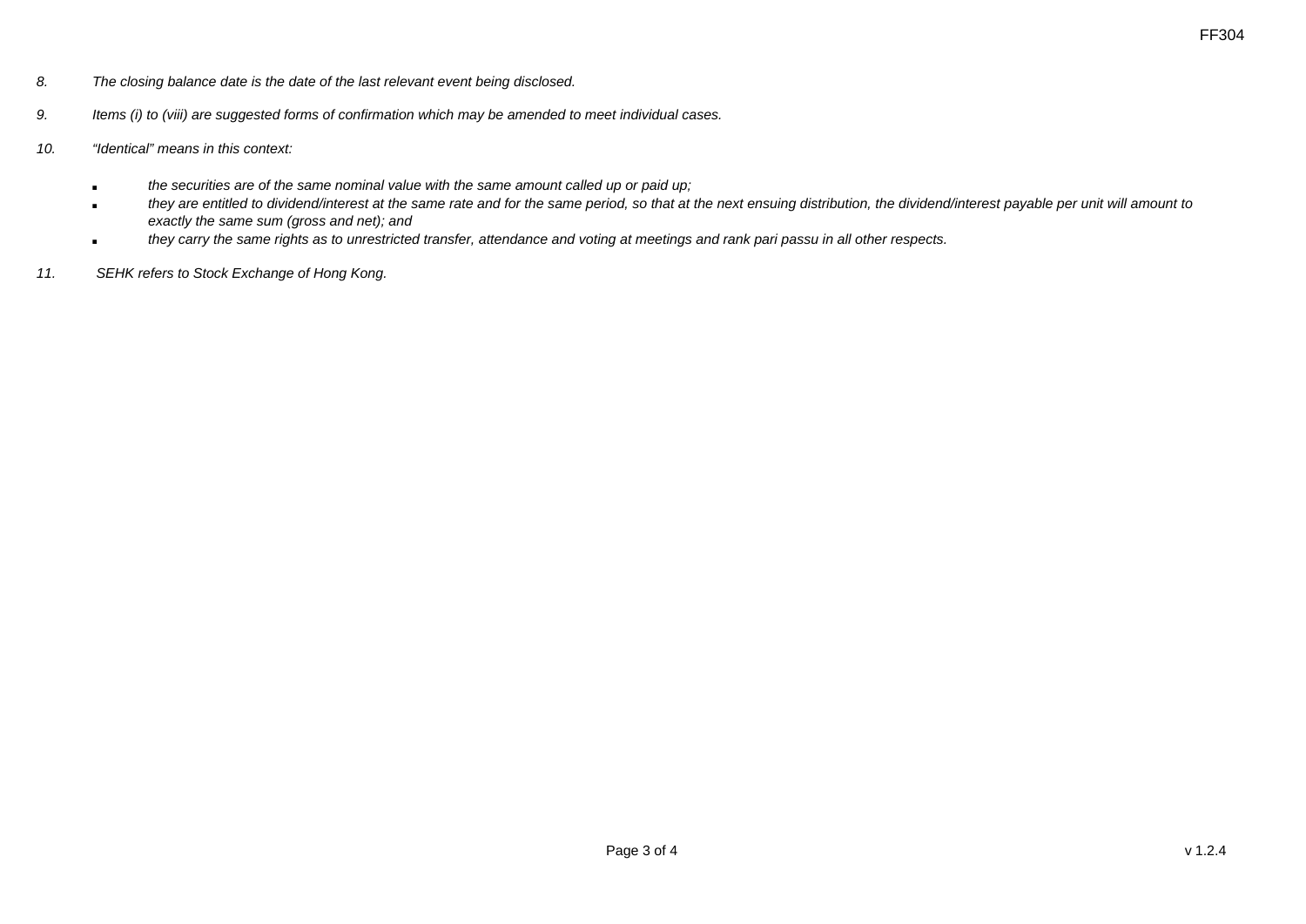*8. The closing balance date is the date of the last relevant event being disclosed.*

*9. Items (i) to (viii) are suggested forms of confirmation which may be amended to meet individual cases.*

*10. "Identical" means in this context:*

- *the securities are of the same nominal value with the same amount called up or paid up;*
- *they are entitled to dividend/interest at the same rate and for the same period, so that at the next ensuing distribution, the dividend/interest payable per unit will amount to exactly the same sum (gross and net); and*
- *they carry the same rights as to unrestricted transfer, attendance and voting at meetings and rank pari passu in all other respects.*

*11. SEHK refers to Stock Exchange of Hong Kong.*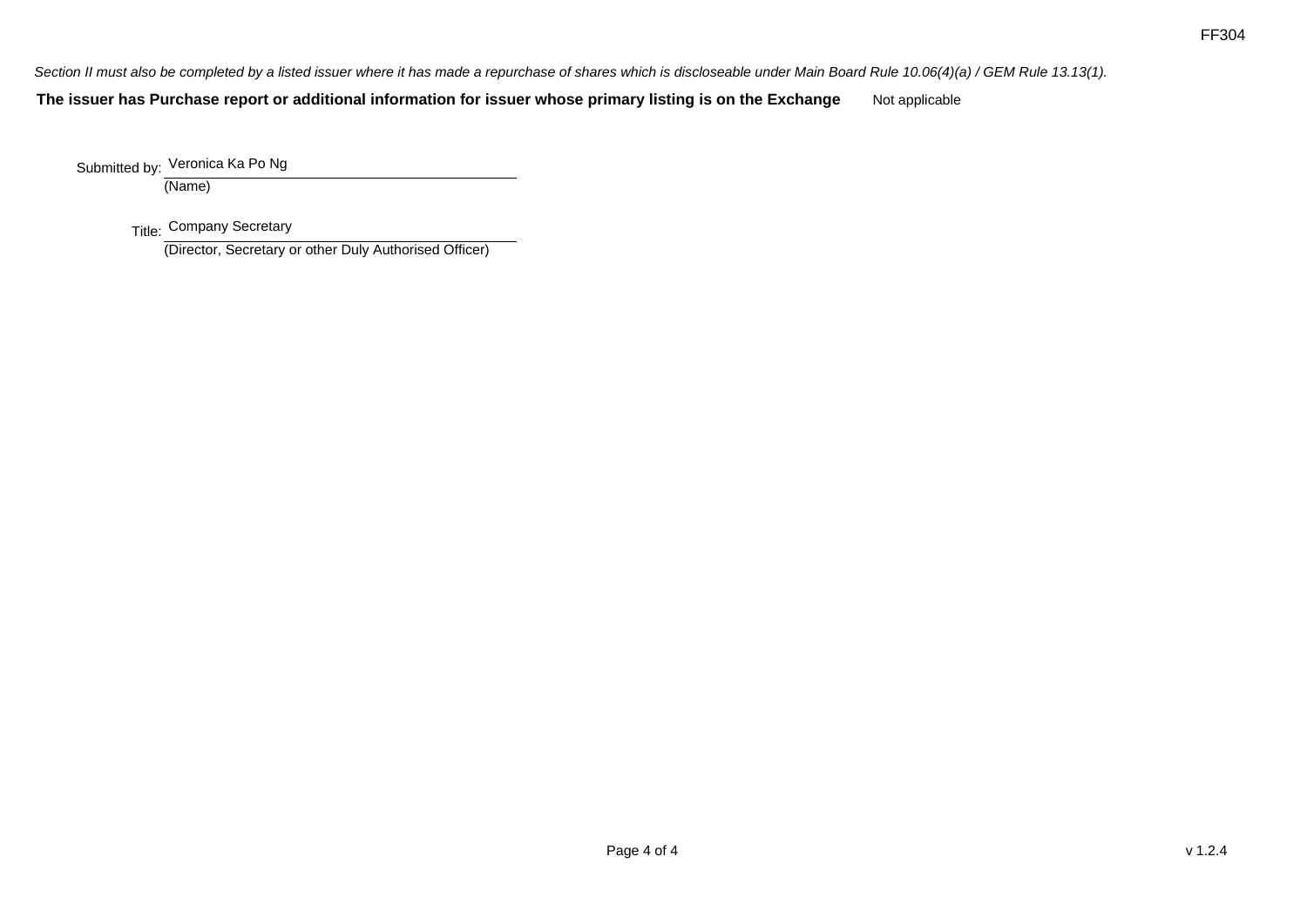*Section II must also be completed by a listed issuer where it has made a repurchase of shares which is discloseable under Main Board Rule 10.06(4)(a) / GEM Rule 13.13(1).*

**The issuer has Purchase report or additional information for issuer whose primary listing is on the Exchange** Not applicable

Submitted by: Veronica Ka Po Ng
(Name)

Title: Company Secretary
(Director, Secretary or other Duly Authorised Officer)